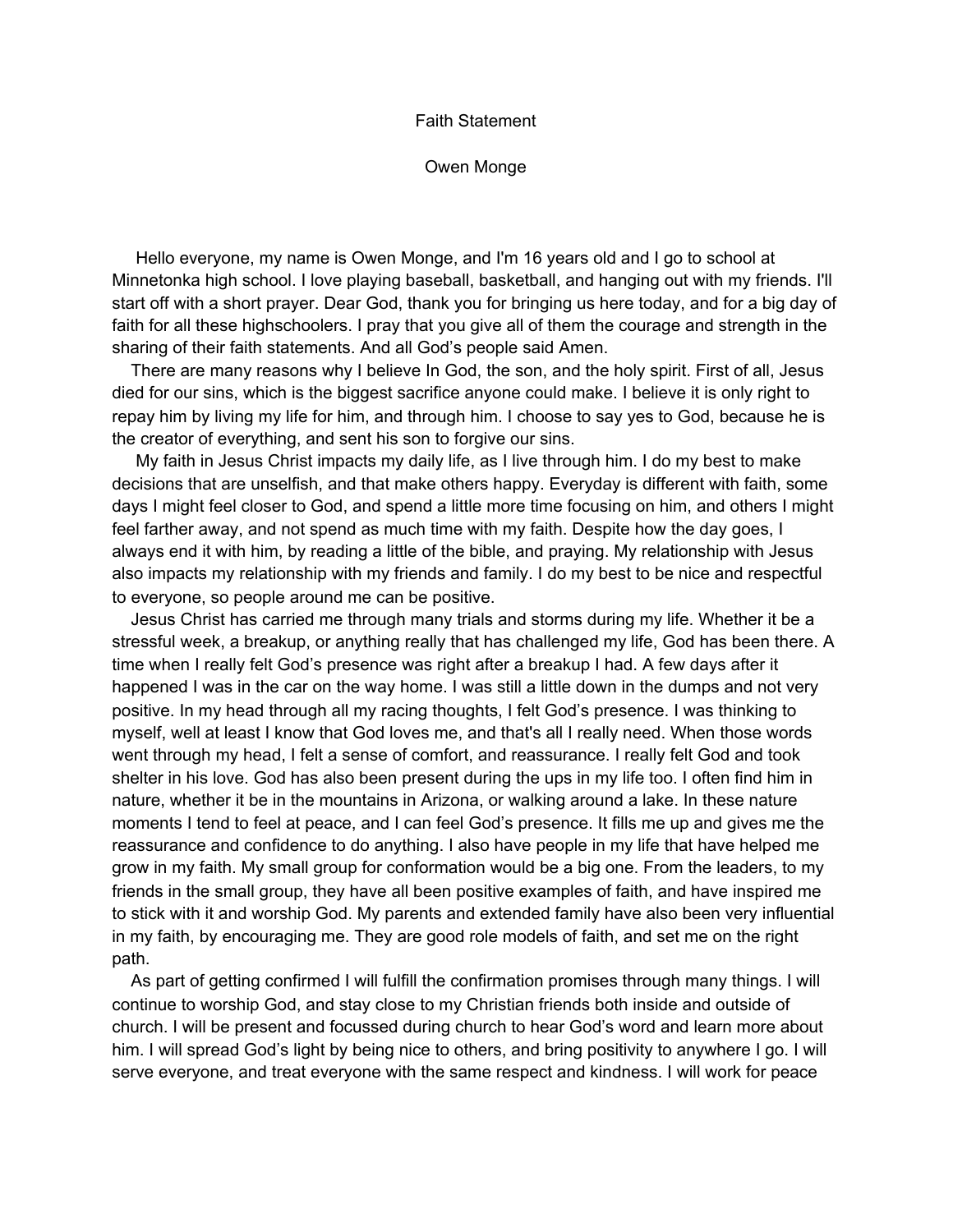# Faith Statement

Owen Monge

Hello everyone, my name is Owen Monge, and I'm 16 years old and I go to school at Minnetonka high school. I love playing baseball, basketball, and hanging out with my friends. I'll start off with a short prayer. Dear God, thank you for bringing us here today, and for a big day of faith for all these highschoolers. I pray that you give all of them the courage and strength in the sharing of their faith statements. And all God's people said Amen.

There are many reasons why I believe In God, the son, and the holy spirit. First of all, Jesus died for our sins, which is the biggest sacrifice anyone could make. I believe it is only right to repay him by living my life for him, and through him. I choose to say yes to God, because he is the creator of everything, and sent his son to forgive our sins.

My faith in Jesus Christ impacts my daily life, as I live through him. I do my best to make decisions that are unselfish, and that make others happy. Everyday is different with faith, some days I might feel closer to God, and spend a little more time focusing on him, and others I might feel farther away, and not spend as much time with my faith. Despite how the day goes, I always end it with him, by reading a little of the bible, and praying. My relationship with Jesus also impacts my relationship with my friends and family. I do my best to be nice and respectful to everyone, so people around me can be positive.

Jesus Christ has carried me through many trials and storms during my life. Whether it be a stressful week, a breakup, or anything really that has challenged my life, God has been there. A time when I really felt God's presence was right after a breakup I had. A few days after it happened I was in the car on the way home. I was still a little down in the dumps and not very positive. In my head through all my racing thoughts, I felt God's presence. I was thinking to myself, well at least I know that God loves me, and that's all I really need. When those words went through my head, I felt a sense of comfort, and reassurance. I really felt God and took shelter in his love. God has also been present during the ups in my life too. I often find him in nature, whether it be in the mountains in Arizona, or walking around a lake. In these nature moments I tend to feel at peace, and I can feel God's presence. It fills me up and gives me the reassurance and confidence to do anything. I also have people in my life that have helped me grow in my faith. My small group for conformation would be a big one. From the leaders, to my friends in the small group, they have all been positive examples of faith, and have inspired me to stick with it and worship God. My parents and extended family have also been very influential in my faith, by encouraging me. They are good role models of faith, and set me on the right path.

As part of getting confirmed I will fulfill the confirmation promises through many things. I will continue to worship God, and stay close to my Christian friends both inside and outside of church. I will be present and focussed during church to hear God's word and learn more about him. I will spread God's light by being nice to others, and bring positivity to anywhere I go. I will serve everyone, and treat everyone with the same respect and kindness. I will work for peace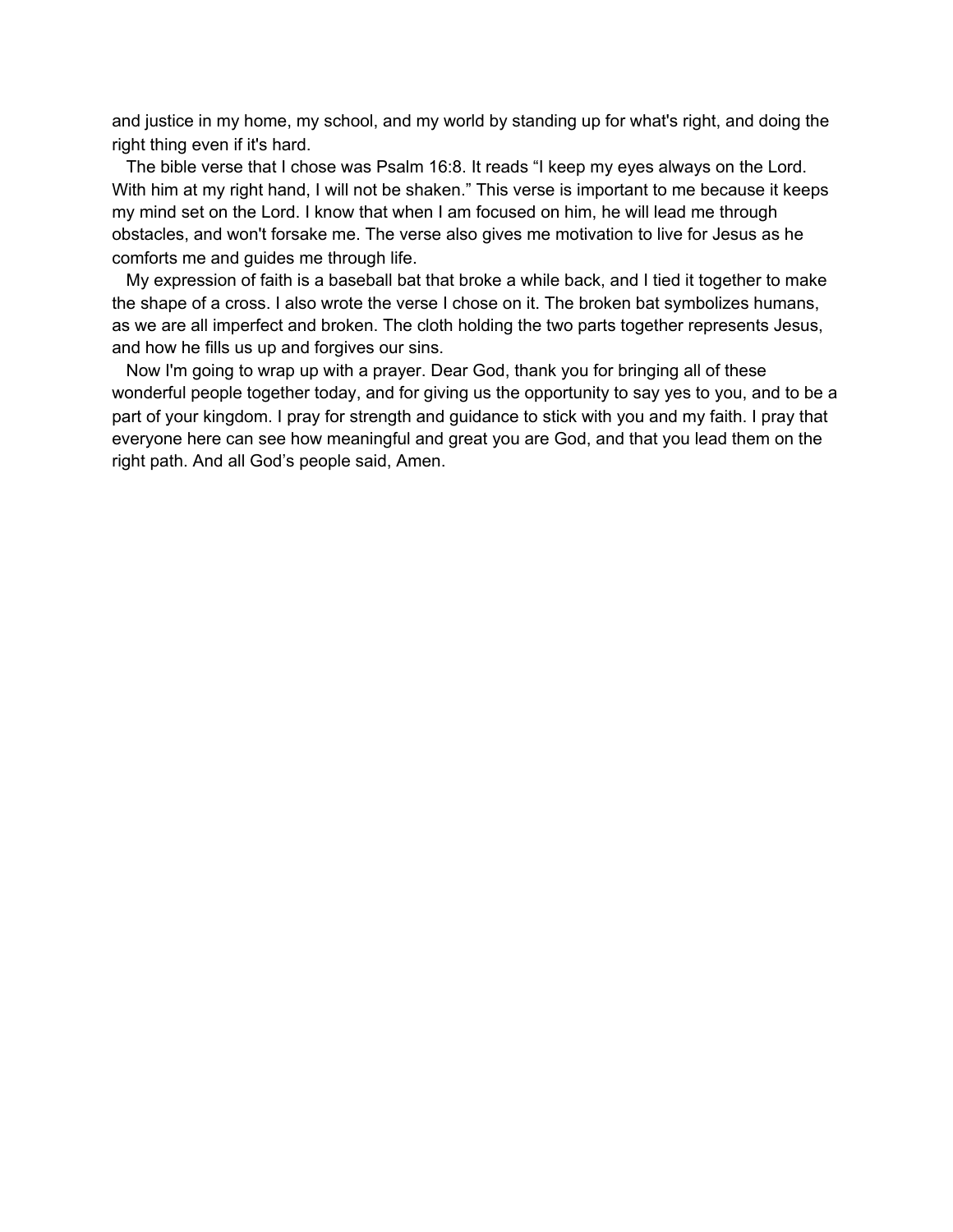and justice in my home, my school, and my world by standing up for what's right, and doing the right thing even if it's hard.

The bible verse that I chose was Psalm 16:8. It reads “I keep my eyes always on the Lord. With him at my right hand, I will not be shaken.” This verse is important to me because it keeps my mind set on the Lord. I know that when I am focused on him, he will lead me through obstacles, and won't forsake me. The verse also gives me motivation to live for Jesus as he comforts me and guides me through life.

My expression of faith is a baseball bat that broke a while back, and I tied it together to make the shape of a cross. I also wrote the verse I chose on it. The broken bat symbolizes humans, as we are all imperfect and broken. The cloth holding the two parts together represents Jesus, and how he fills us up and forgives our sins.

Now I'm going to wrap up with a prayer. Dear God, thank you for bringing all of these wonderful people together today, and for giving us the opportunity to say yes to you, and to be a part of your kingdom. I pray for strength and guidance to stick with you and my faith. I pray that everyone here can see how meaningful and great you are God, and that you lead them on the right path. And all God’s people said, Amen.